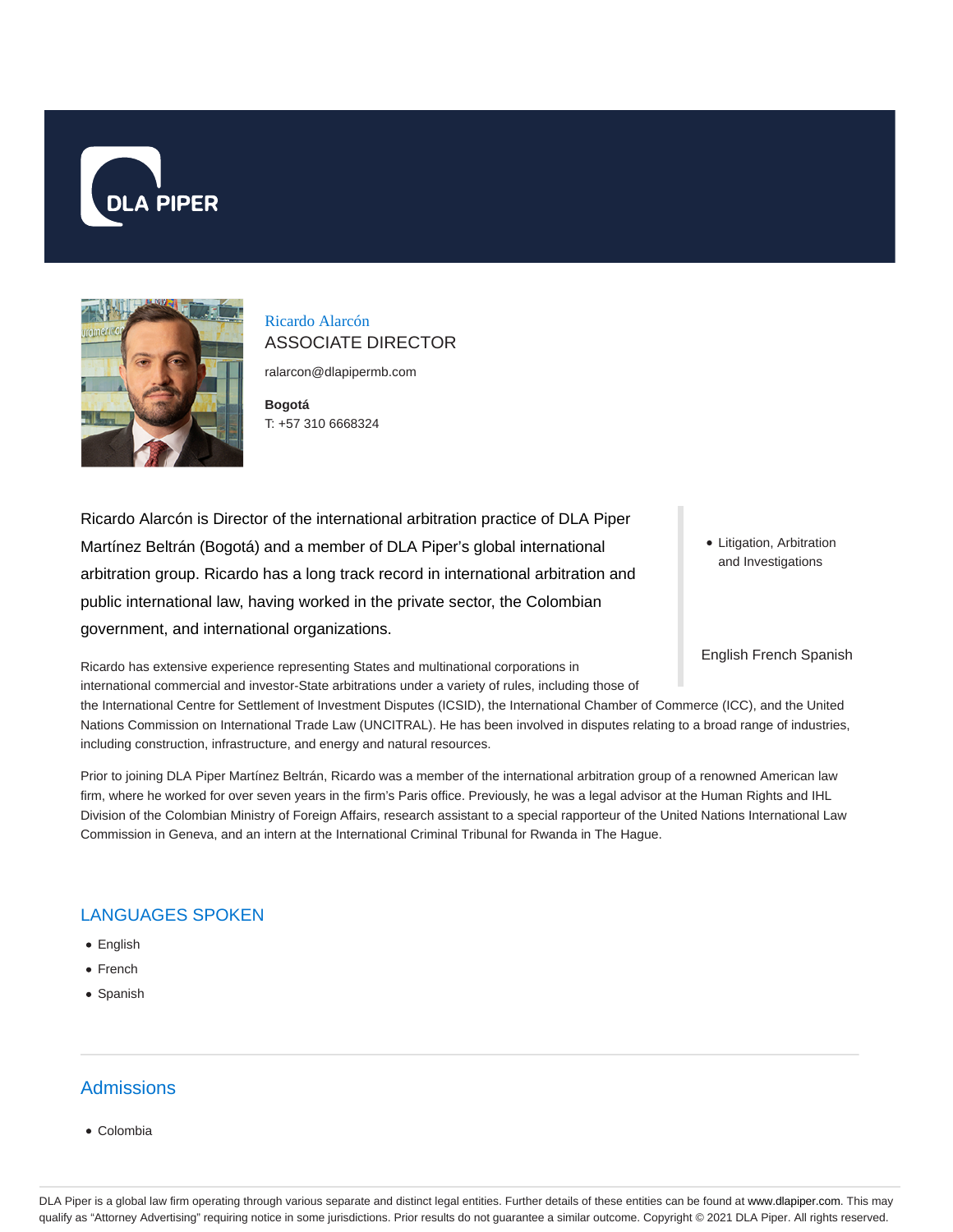# Ricardo Alarcón

## ASSOCIATE DIRECTOR

ralarcon@dlapipermb.com

**Bogotá**
T: +57 310 6668324

Ricardo Alarcón is Director of the international arbitration practice of DLA Piper Martínez Beltrán (Bogotá) and a member of DLA Piper's global international arbitration group. Ricardo has a long track record in international arbitration and public international law, having worked in the private sector, the Colombian government, and international organizations.

- Litigation, Arbitration and Investigations

English French Spanish

Ricardo has extensive experience representing States and multinational corporations in international commercial and investor-State arbitrations under a variety of rules, including those of the International Centre for Settlement of Investment Disputes (ICSID), the International Chamber of Commerce (ICC), and the United Nations Commission on International Trade Law (UNCITRAL). He has been involved in disputes relating to a broad range of industries, including construction, infrastructure, and energy and natural resources.

Prior to joining DLA Piper Martínez Beltrán, Ricardo was a member of the international arbitration group of a renowned American law firm, where he worked for over seven years in the firm's Paris office. Previously, he was a legal advisor at the Human Rights and IHL Division of the Colombian Ministry of Foreign Affairs, research assistant to a special rapporteur of the United Nations International Law Commission in Geneva, and an intern at the International Criminal Tribunal for Rwanda in The Hague.

## LANGUAGES SPOKEN

- English
- French
- Spanish

## Admissions

- Colombia

DLA Piper is a global law firm operating through various separate and distinct legal entities. Further details of these entities can be found at www.dlapiper.com. This may qualify as "Attorney Advertising" requiring notice in some jurisdictions. Prior results do not guarantee a similar outcome. Copyright © 2021 DLA Piper. All rights reserved.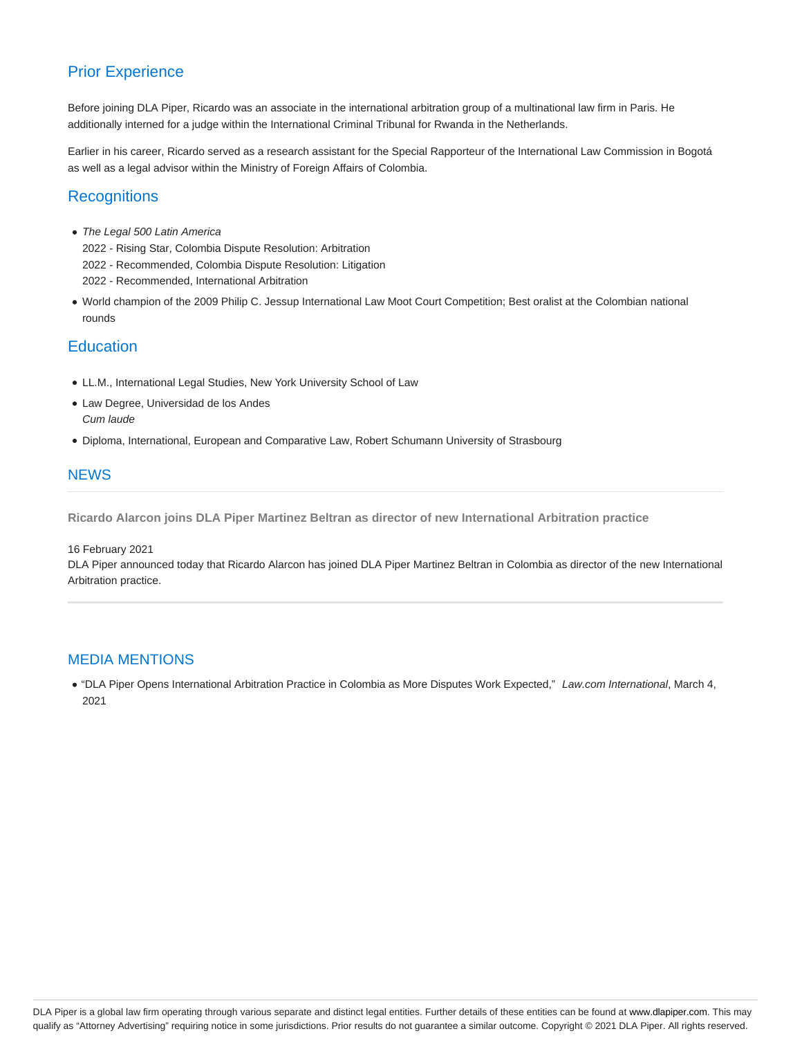## Prior Experience

Before joining DLA Piper, Ricardo was an associate in the international arbitration group of a multinational law firm in Paris. He additionally interned for a judge within the International Criminal Tribunal for Rwanda in the Netherlands.

Earlier in his career, Ricardo served as a research assistant for the Special Rapporteur of the International Law Commission in Bogotá as well as a legal advisor within the Ministry of Foreign Affairs of Colombia.

## Recognitions

- *The Legal 500 Latin America*
  2022 - Rising Star, Colombia Dispute Resolution: Arbitration
  2022 - Recommended, Colombia Dispute Resolution: Litigation
  2022 - Recommended, International Arbitration
- World champion of the 2009 Philip C. Jessup International Law Moot Court Competition; Best oralist at the Colombian national rounds

## Education

- LL.M., International Legal Studies, New York University School of Law
- Law Degree, Universidad de los Andes
  *Cum laude*
- Diploma, International, European and Comparative Law, Robert Schumann University of Strasbourg

## NEWS

**Ricardo Alarcon joins DLA Piper Martinez Beltran as director of new International Arbitration practice**

16 February 2021
DLA Piper announced today that Ricardo Alarcon has joined DLA Piper Martinez Beltran in Colombia as director of the new International Arbitration practice.

## MEDIA MENTIONS

- "DLA Piper Opens International Arbitration Practice in Colombia as More Disputes Work Expected," *Law.com International*, March 4, 2021

DLA Piper is a global law firm operating through various separate and distinct legal entities. Further details of these entities can be found at www.dlapiper.com. This may qualify as "Attorney Advertising" requiring notice in some jurisdictions. Prior results do not guarantee a similar outcome. Copyright © 2021 DLA Piper. All rights reserved.